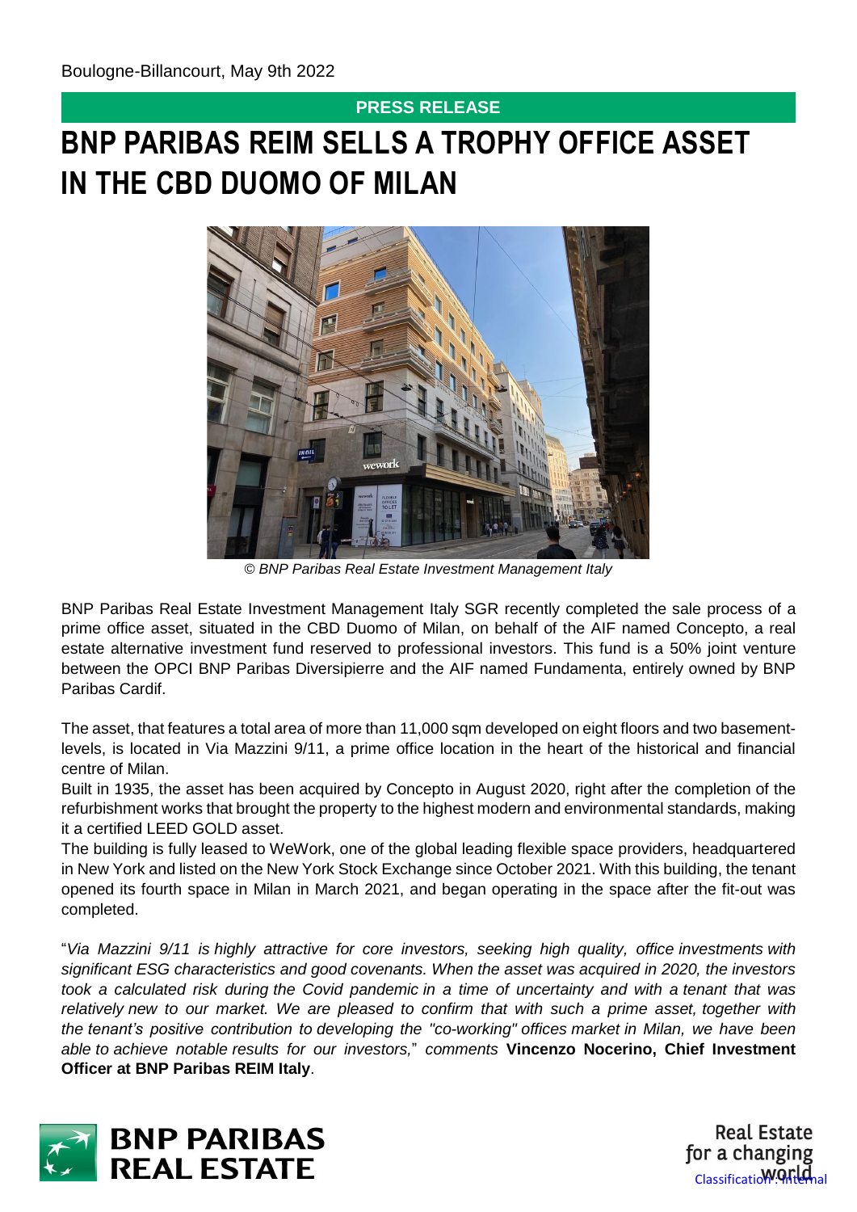Boulogne-Billancourt, May 9th 2022

**PRESS RELEASE**

# BNP PARIBAS REIM SELLS A TROPHY OFFICE ASSET IN THE CBD DUOMO OF MILAN

*© BNP Paribas Real Estate Investment Management Italy*

BNP Paribas Real Estate Investment Management Italy SGR recently completed the sale process of a prime office asset, situated in the CBD Duomo of Milan, on behalf of the AIF named Concepto, a real estate alternative investment fund reserved to professional investors. This fund is a 50% joint venture between the OPCI BNP Paribas Diversipierre and the AIF named Fundamenta, entirely owned by BNP Paribas Cardif.

The asset, that features a total area of more than 11,000 sqm developed on eight floors and two basement-levels, is located in Via Mazzini 9/11, a prime office location in the heart of the historical and financial centre of Milan.

Built in 1935, the asset has been acquired by Concepto in August 2020, right after the completion of the refurbishment works that brought the property to the highest modern and environmental standards, making it a certified LEED GOLD asset.

The building is fully leased to WeWork, one of the global leading flexible space providers, headquartered in New York and listed on the New York Stock Exchange since October 2021. With this building, the tenant opened its fourth space in Milan in March 2021, and began operating in the space after the fit-out was completed.

"*Via Mazzini 9/11 is highly attractive for core investors, seeking high quality, office investments with significant ESG characteristics and good covenants. When the asset was acquired in 2020, the investors took a calculated risk during the Covid pandemic in a time of uncertainty and with a tenant that was relatively new to our market. We are pleased to confirm that with such a prime asset, together with the tenant's positive contribution to developing the "co-working" offices market in Milan, we have been able to achieve notable results for our investors,*" *comments* **Vincenzo Nocerino, Chief Investment Officer at BNP Paribas REIM Italy**.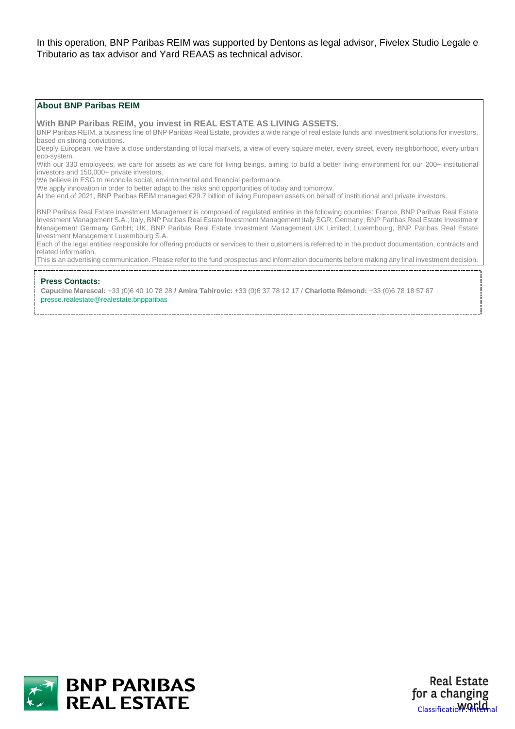In this operation, BNP Paribas REIM was supported by Dentons as legal advisor, Fivelex Studio Legale e Tributario as tax advisor and Yard REAAS as technical advisor.

## About BNP Paribas REIM

**With BNP Paribas REIM, you invest in REAL ESTATE AS LIVING ASSETS.**

BNP Paribas REIM, a business line of BNP Paribas Real Estate, provides a wide range of real estate funds and investment solutions for investors, based on strong convictions.

Deeply European, we have a close understanding of local markets, a view of every square meter, every street, every neighborhood, every urban eco-system.

With our 330 employees, we care for assets as we care for living beings, aiming to build a better living environment for our 200+ institutional investors and 150,000+ private investors.

We believe in ESG to reconcile social, environmental and financial performance.

We apply innovation in order to better adapt to the risks and opportunities of today and tomorrow.

At the end of 2021, BNP Paribas REIM managed €29.7 billion of living European assets on behalf of institutional and private investors.

BNP Paribas Real Estate Investment Management is composed of regulated entities in the following countries: France, BNP Paribas Real Estate Investment Management S.A.; Italy, BNP Paribas Real Estate Investment Management Italy SGR; Germany, BNP Paribas Real Estate Investment Management Germany GmbH; UK, BNP Paribas Real Estate Investment Management UK Limited; Luxembourg, BNP Paribas Real Estate Investment Management Luxembourg S.A.

Each of the legal entities responsible for offering products or services to their customers is referred to in the product documentation, contracts and related information.

This is an advertising communication. Please refer to the fund prospectus and information documents before making any final investment decision.

**Press Contacts:**

**Capucine Marescal:** +33 (0)6 40 10 78 28 **/ Amira Tahirovic:** +33 (0)6 37 78 12 17 / **Charlotte Rémond:** +33 (0)6 78 18 57 87

presse.realestate@realestate.bnpparibas

BNP PARIBAS REAL ESTATE

Real Estate for a changing world

Classification : Internal